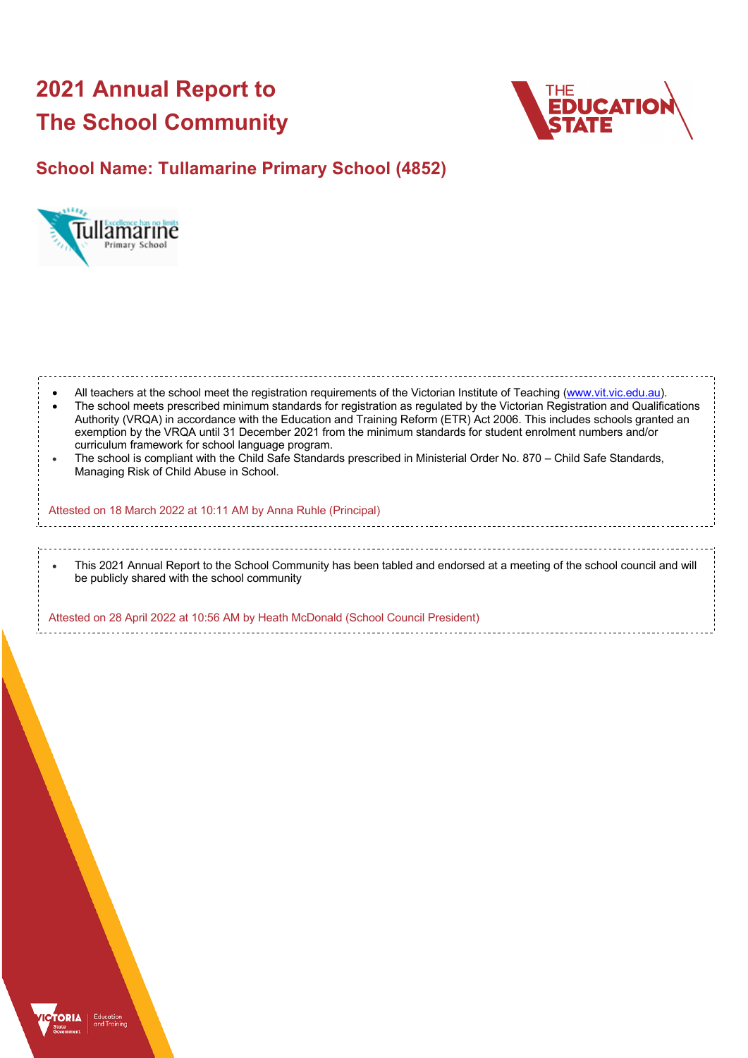# 2021 Annual Report to The School Community

## School Name: Tullamarine Primary School (4852)

- All teachers at the school meet the registration requirements of the Victorian Institute of Teaching (www.vit.vic.edu.au).
- The school meets prescribed minimum standards for registration as regulated by the Victorian Registration and Qualifications Authority (VRQA) in accordance with the Education and Training Reform (ETR) Act 2006. This includes schools granted an exemption by the VRQA until 31 December 2021 from the minimum standards for student enrolment numbers and/or curriculum framework for school language program.
- The school is compliant with the Child Safe Standards prescribed in Ministerial Order No. 870 – Child Safe Standards, Managing Risk of Child Abuse in School.

Attested on 18 March 2022 at 10:11 AM by Anna Ruhle (Principal)

- This 2021 Annual Report to the School Community has been tabled and endorsed at a meeting of the school council and will be publicly shared with the school community

Attested on 28 April 2022 at 10:56 AM by Heath McDonald (School Council President)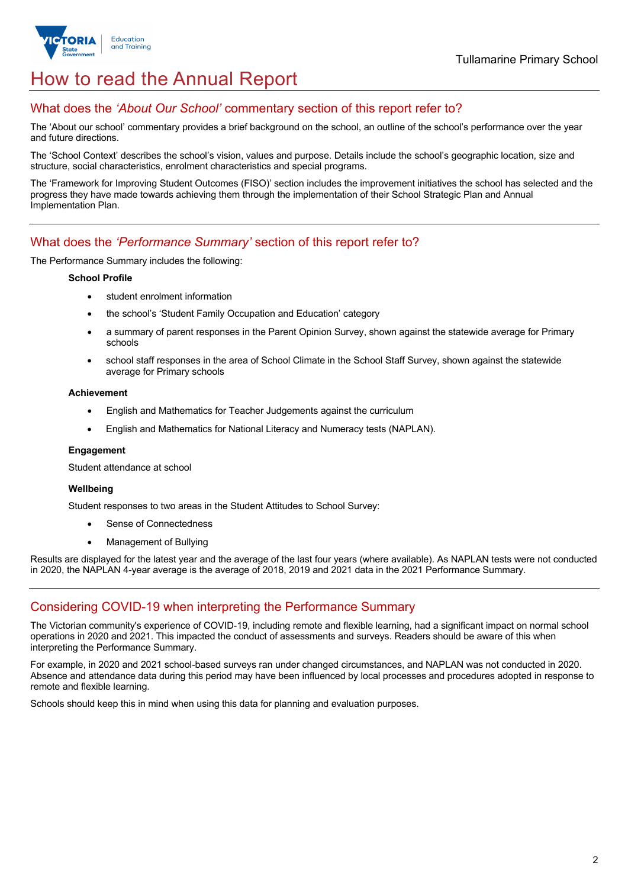# How to read the Annual Report

## What does the *'About Our School'* commentary section of this report refer to?

The 'About our school' commentary provides a brief background on the school, an outline of the school's performance over the year and future directions.

The 'School Context' describes the school's vision, values and purpose. Details include the school's geographic location, size and structure, social characteristics, enrolment characteristics and special programs.

The 'Framework for Improving Student Outcomes (FISO)' section includes the improvement initiatives the school has selected and the progress they have made towards achieving them through the implementation of their School Strategic Plan and Annual Implementation Plan.

## What does the *'Performance Summary'* section of this report refer to?

The Performance Summary includes the following:

**School Profile**

- student enrolment information
- the school's 'Student Family Occupation and Education' category
- a summary of parent responses in the Parent Opinion Survey, shown against the statewide average for Primary schools
- school staff responses in the area of School Climate in the School Staff Survey, shown against the statewide average for Primary schools

**Achievement**

- English and Mathematics for Teacher Judgements against the curriculum
- English and Mathematics for National Literacy and Numeracy tests (NAPLAN).

**Engagement**

Student attendance at school

**Wellbeing**

Student responses to two areas in the Student Attitudes to School Survey:

- Sense of Connectedness
- Management of Bullying

Results are displayed for the latest year and the average of the last four years (where available). As NAPLAN tests were not conducted in 2020, the NAPLAN 4-year average is the average of 2018, 2019 and 2021 data in the 2021 Performance Summary.

## Considering COVID-19 when interpreting the Performance Summary

The Victorian community's experience of COVID-19, including remote and flexible learning, had a significant impact on normal school operations in 2020 and 2021. This impacted the conduct of assessments and surveys. Readers should be aware of this when interpreting the Performance Summary.

For example, in 2020 and 2021 school-based surveys ran under changed circumstances, and NAPLAN was not conducted in 2020. Absence and attendance data during this period may have been influenced by local processes and procedures adopted in response to remote and flexible learning.

Schools should keep this in mind when using this data for planning and evaluation purposes.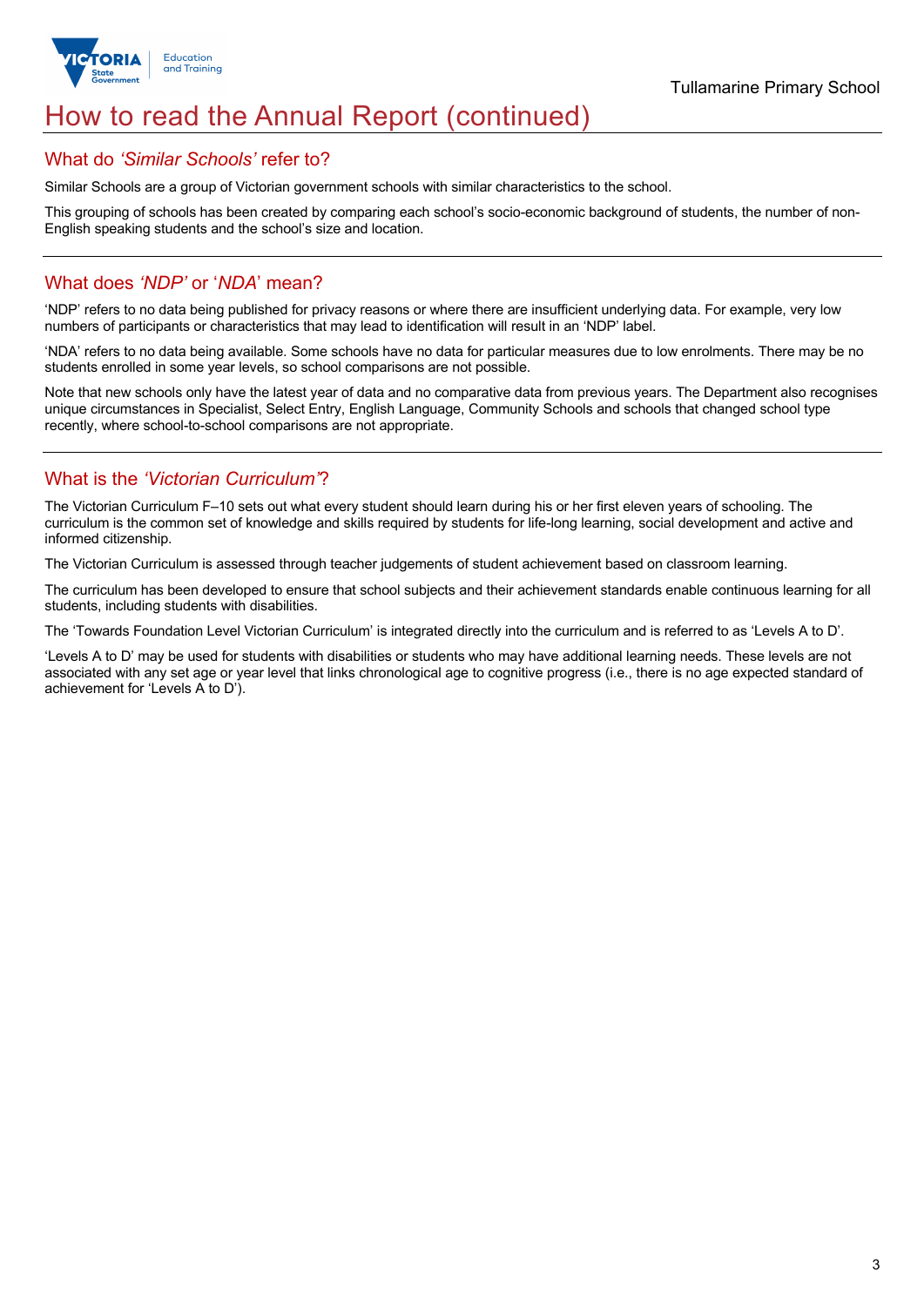# How to read the Annual Report (continued)

## What do *'Similar Schools'* refer to?

Similar Schools are a group of Victorian government schools with similar characteristics to the school.

This grouping of schools has been created by comparing each school's socio-economic background of students, the number of non-English speaking students and the school's size and location.

## What does *'NDP'* or '*NDA*' mean?

'NDP' refers to no data being published for privacy reasons or where there are insufficient underlying data. For example, very low numbers of participants or characteristics that may lead to identification will result in an 'NDP' label.

'NDA' refers to no data being available. Some schools have no data for particular measures due to low enrolments. There may be no students enrolled in some year levels, so school comparisons are not possible.

Note that new schools only have the latest year of data and no comparative data from previous years. The Department also recognises unique circumstances in Specialist, Select Entry, English Language, Community Schools and schools that changed school type recently, where school-to-school comparisons are not appropriate.

## What is the *'Victorian Curriculum'*?

The Victorian Curriculum F–10 sets out what every student should learn during his or her first eleven years of schooling. The curriculum is the common set of knowledge and skills required by students for life-long learning, social development and active and informed citizenship.

The Victorian Curriculum is assessed through teacher judgements of student achievement based on classroom learning.

The curriculum has been developed to ensure that school subjects and their achievement standards enable continuous learning for all students, including students with disabilities.

The 'Towards Foundation Level Victorian Curriculum' is integrated directly into the curriculum and is referred to as 'Levels A to D'.

'Levels A to D' may be used for students with disabilities or students who may have additional learning needs. These levels are not associated with any set age or year level that links chronological age to cognitive progress (i.e., there is no age expected standard of achievement for 'Levels A to D').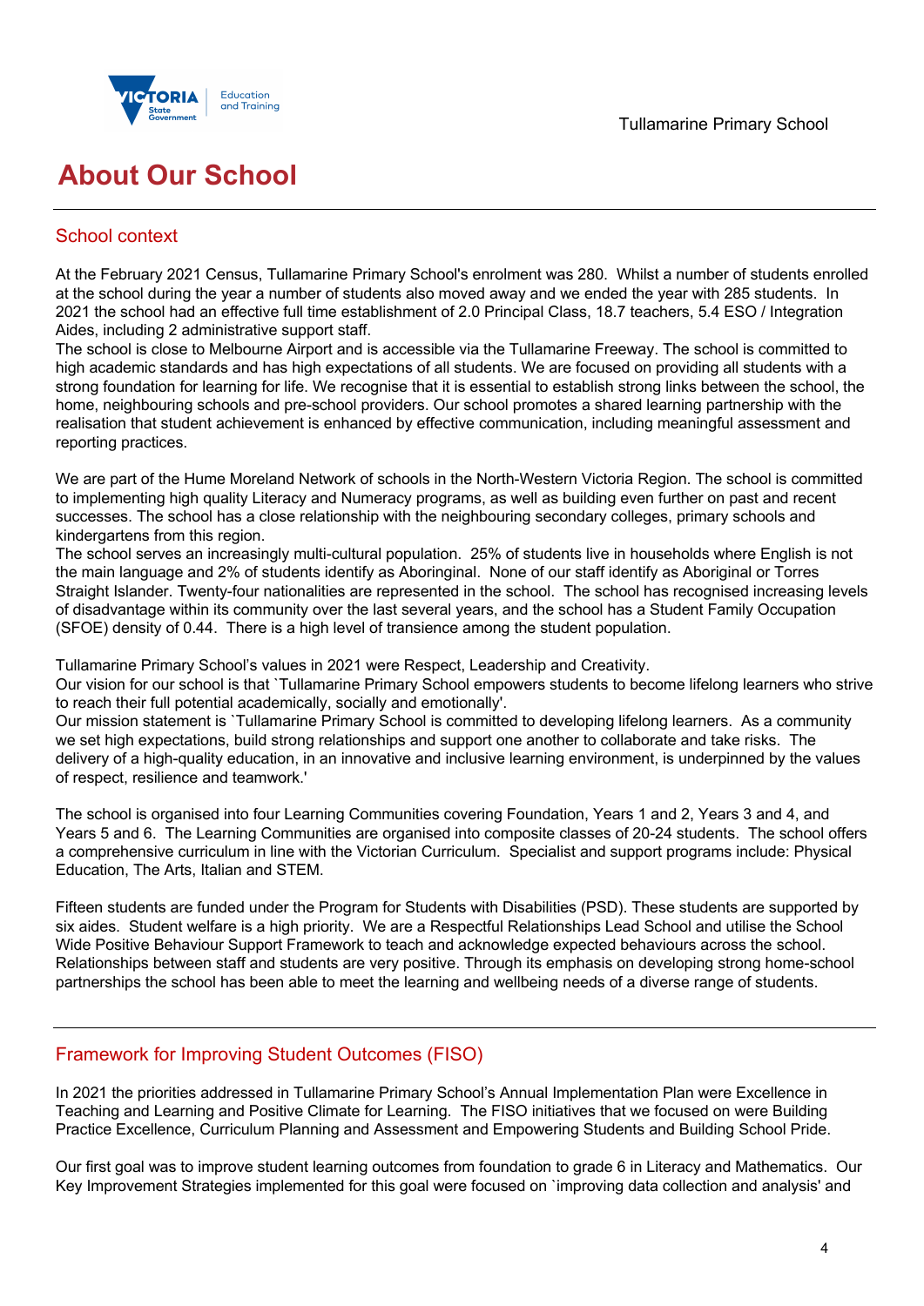# About Our School

## School context

At the February 2021 Census, Tullamarine Primary School's enrolment was 280. Whilst a number of students enrolled at the school during the year a number of students also moved away and we ended the year with 285 students. In 2021 the school had an effective full time establishment of 2.0 Principal Class, 18.7 teachers, 5.4 ESO / Integration Aides, including 2 administrative support staff.
The school is close to Melbourne Airport and is accessible via the Tullamarine Freeway. The school is committed to high academic standards and has high expectations of all students. We are focused on providing all students with a strong foundation for learning for life. We recognise that it is essential to establish strong links between the school, the home, neighbouring schools and pre-school providers. Our school promotes a shared learning partnership with the realisation that student achievement is enhanced by effective communication, including meaningful assessment and reporting practices.

We are part of the Hume Moreland Network of schools in the North-Western Victoria Region. The school is committed to implementing high quality Literacy and Numeracy programs, as well as building even further on past and recent successes. The school has a close relationship with the neighbouring secondary colleges, primary schools and kindergartens from this region.
The school serves an increasingly multi-cultural population. 25% of students live in households where English is not the main language and 2% of students identify as Aboriginal. None of our staff identify as Aboriginal or Torres Straight Islander. Twenty-four nationalities are represented in the school. The school has recognised increasing levels of disadvantage within its community over the last several years, and the school has a Student Family Occupation (SFOE) density of 0.44. There is a high level of transience among the student population.

Tullamarine Primary School's values in 2021 were Respect, Leadership and Creativity.
Our vision for our school is that `Tullamarine Primary School empowers students to become lifelong learners who strive to reach their full potential academically, socially and emotionally'.
Our mission statement is `Tullamarine Primary School is committed to developing lifelong learners. As a community we set high expectations, build strong relationships and support one another to collaborate and take risks. The delivery of a high-quality education, in an innovative and inclusive learning environment, is underpinned by the values of respect, resilience and teamwork.'

The school is organised into four Learning Communities covering Foundation, Years 1 and 2, Years 3 and 4, and Years 5 and 6. The Learning Communities are organised into composite classes of 20-24 students. The school offers a comprehensive curriculum in line with the Victorian Curriculum. Specialist and support programs include: Physical Education, The Arts, Italian and STEM.

Fifteen students are funded under the Program for Students with Disabilities (PSD). These students are supported by six aides. Student welfare is a high priority. We are a Respectful Relationships Lead School and utilise the School Wide Positive Behaviour Support Framework to teach and acknowledge expected behaviours across the school. Relationships between staff and students are very positive. Through its emphasis on developing strong home-school partnerships the school has been able to meet the learning and wellbeing needs of a diverse range of students.

## Framework for Improving Student Outcomes (FISO)

In 2021 the priorities addressed in Tullamarine Primary School's Annual Implementation Plan were Excellence in Teaching and Learning and Positive Climate for Learning. The FISO initiatives that we focused on were Building Practice Excellence, Curriculum Planning and Assessment and Empowering Students and Building School Pride.

Our first goal was to improve student learning outcomes from foundation to grade 6 in Literacy and Mathematics. Our Key Improvement Strategies implemented for this goal were focused on `improving data collection and analysis' and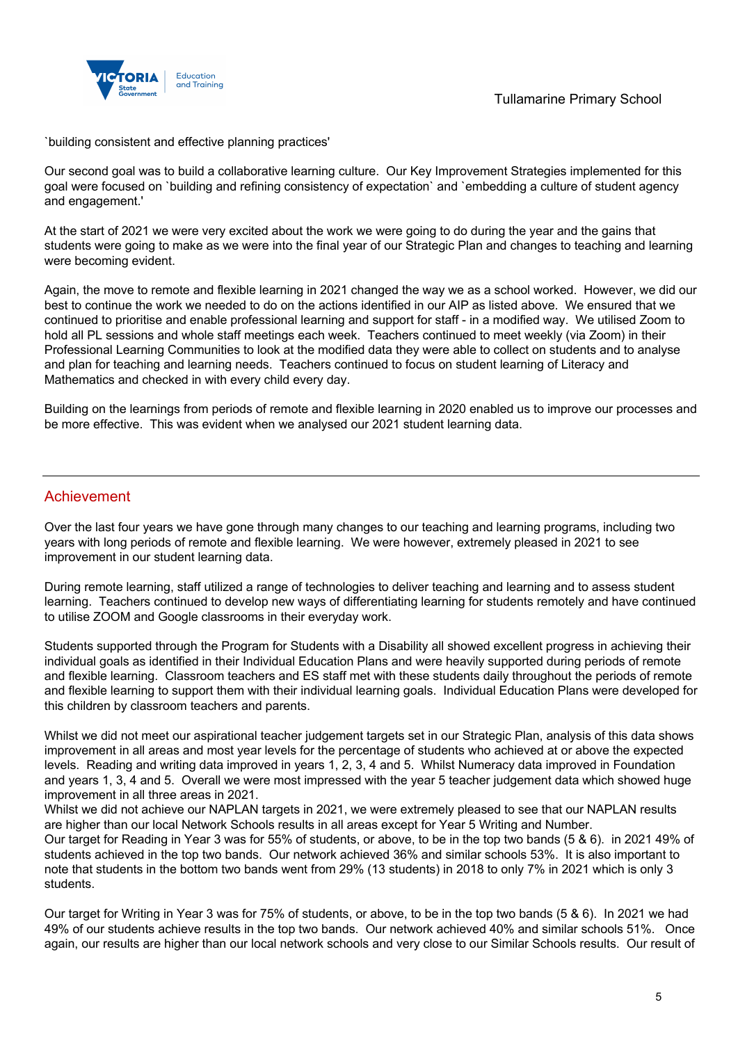`building consistent and effective planning practices'

Our second goal was to build a collaborative learning culture. Our Key Improvement Strategies implemented for this goal were focused on `building and refining consistency of expectation` and `embedding a culture of student agency and engagement.'

At the start of 2021 we were very excited about the work we were going to do during the year and the gains that students were going to make as we were into the final year of our Strategic Plan and changes to teaching and learning were becoming evident.

Again, the move to remote and flexible learning in 2021 changed the way we as a school worked. However, we did our best to continue the work we needed to do on the actions identified in our AIP as listed above. We ensured that we continued to prioritise and enable professional learning and support for staff - in a modified way. We utilised Zoom to hold all PL sessions and whole staff meetings each week. Teachers continued to meet weekly (via Zoom) in their Professional Learning Communities to look at the modified data they were able to collect on students and to analyse and plan for teaching and learning needs. Teachers continued to focus on student learning of Literacy and Mathematics and checked in with every child every day.

Building on the learnings from periods of remote and flexible learning in 2020 enabled us to improve our processes and be more effective. This was evident when we analysed our 2021 student learning data.

## Achievement

Over the last four years we have gone through many changes to our teaching and learning programs, including two years with long periods of remote and flexible learning. We were however, extremely pleased in 2021 to see improvement in our student learning data.

During remote learning, staff utilized a range of technologies to deliver teaching and learning and to assess student learning. Teachers continued to develop new ways of differentiating learning for students remotely and have continued to utilise ZOOM and Google classrooms in their everyday work.

Students supported through the Program for Students with a Disability all showed excellent progress in achieving their individual goals as identified in their Individual Education Plans and were heavily supported during periods of remote and flexible learning. Classroom teachers and ES staff met with these students daily throughout the periods of remote and flexible learning to support them with their individual learning goals. Individual Education Plans were developed for this children by classroom teachers and parents.

Whilst we did not meet our aspirational teacher judgement targets set in our Strategic Plan, analysis of this data shows improvement in all areas and most year levels for the percentage of students who achieved at or above the expected levels. Reading and writing data improved in years 1, 2, 3, 4 and 5. Whilst Numeracy data improved in Foundation and years 1, 3, 4 and 5. Overall we were most impressed with the year 5 teacher judgement data which showed huge improvement in all three areas in 2021.
Whilst we did not achieve our NAPLAN targets in 2021, we were extremely pleased to see that our NAPLAN results are higher than our local Network Schools results in all areas except for Year 5 Writing and Number.
Our target for Reading in Year 3 was for 55% of students, or above, to be in the top two bands (5 & 6). in 2021 49% of students achieved in the top two bands. Our network achieved 36% and similar schools 53%. It is also important to note that students in the bottom two bands went from 29% (13 students) in 2018 to only 7% in 2021 which is only 3 students.

Our target for Writing in Year 3 was for 75% of students, or above, to be in the top two bands (5 & 6). In 2021 we had 49% of our students achieve results in the top two bands. Our network achieved 40% and similar schools 51%. Once again, our results are higher than our local network schools and very close to our Similar Schools results. Our result of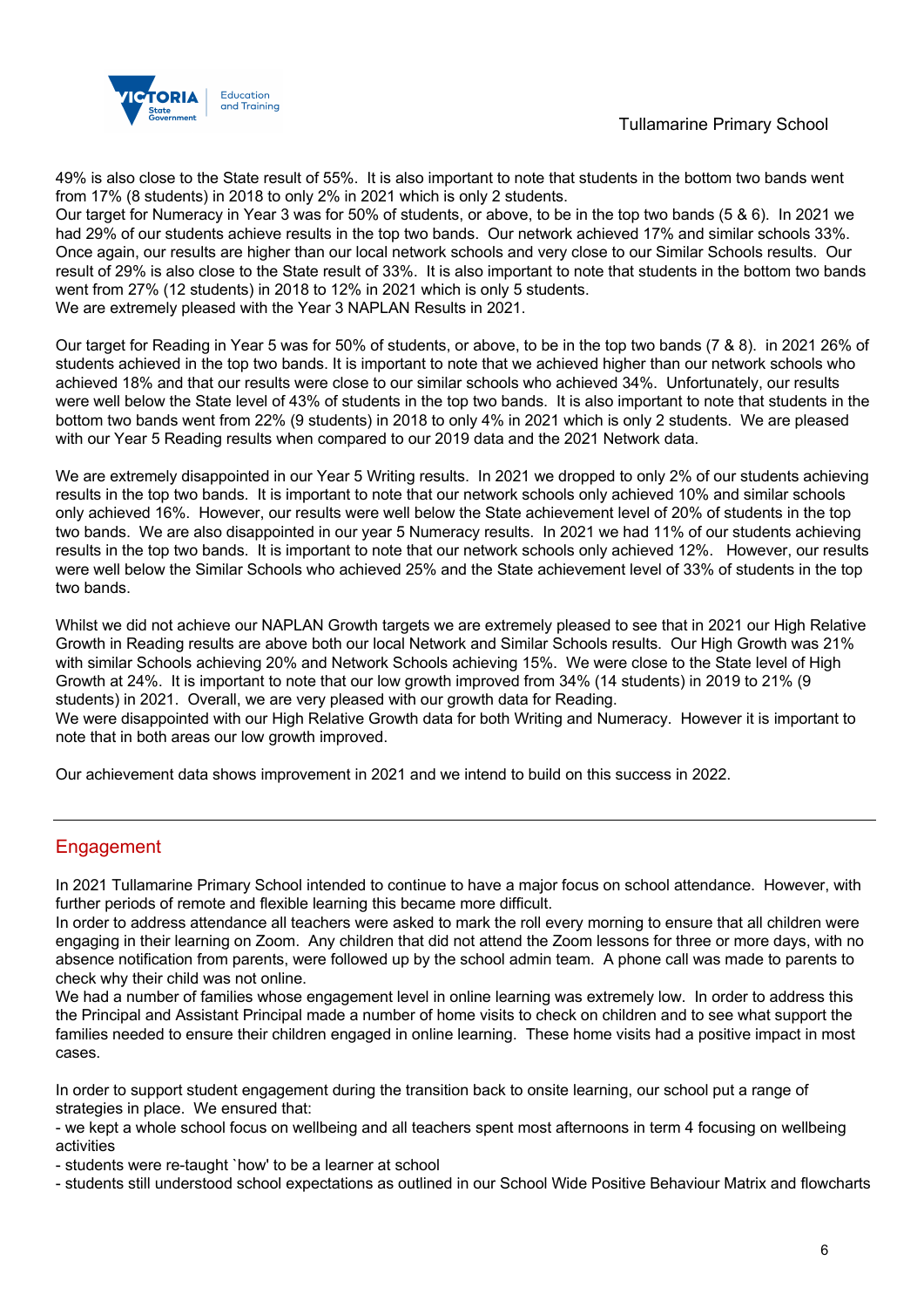49% is also close to the State result of 55%. It is also important to note that students in the bottom two bands went from 17% (8 students) in 2018 to only 2% in 2021 which is only 2 students.
Our target for Numeracy in Year 3 was for 50% of students, or above, to be in the top two bands (5 & 6). In 2021 we had 29% of our students achieve results in the top two bands. Our network achieved 17% and similar schools 33%. Once again, our results are higher than our local network schools and very close to our Similar Schools results. Our result of 29% is also close to the State result of 33%. It is also important to note that students in the bottom two bands went from 27% (12 students) in 2018 to 12% in 2021 which is only 5 students.
We are extremely pleased with the Year 3 NAPLAN Results in 2021.

Our target for Reading in Year 5 was for 50% of students, or above, to be in the top two bands (7 & 8). in 2021 26% of students achieved in the top two bands. It is important to note that we achieved higher than our network schools who achieved 18% and that our results were close to our similar schools who achieved 34%. Unfortunately, our results were well below the State level of 43% of students in the top two bands. It is also important to note that students in the bottom two bands went from 22% (9 students) in 2018 to only 4% in 2021 which is only 2 students. We are pleased with our Year 5 Reading results when compared to our 2019 data and the 2021 Network data.

We are extremely disappointed in our Year 5 Writing results. In 2021 we dropped to only 2% of our students achieving results in the top two bands. It is important to note that our network schools only achieved 10% and similar schools only achieved 16%. However, our results were well below the State achievement level of 20% of students in the top two bands. We are also disappointed in our year 5 Numeracy results. In 2021 we had 11% of our students achieving results in the top two bands. It is important to note that our network schools only achieved 12%. However, our results were well below the Similar Schools who achieved 25% and the State achievement level of 33% of students in the top two bands.

Whilst we did not achieve our NAPLAN Growth targets we are extremely pleased to see that in 2021 our High Relative Growth in Reading results are above both our local Network and Similar Schools results. Our High Growth was 21% with similar Schools achieving 20% and Network Schools achieving 15%. We were close to the State level of High Growth at 24%. It is important to note that our low growth improved from 34% (14 students) in 2019 to 21% (9 students) in 2021. Overall, we are very pleased with our growth data for Reading.
We were disappointed with our High Relative Growth data for both Writing and Numeracy. However it is important to note that in both areas our low growth improved.

Our achievement data shows improvement in 2021 and we intend to build on this success in 2022.

## Engagement

In 2021 Tullamarine Primary School intended to continue to have a major focus on school attendance. However, with further periods of remote and flexible learning this became more difficult.
In order to address attendance all teachers were asked to mark the roll every morning to ensure that all children were engaging in their learning on Zoom. Any children that did not attend the Zoom lessons for three or more days, with no absence notification from parents, were followed up by the school admin team. A phone call was made to parents to check why their child was not online.
We had a number of families whose engagement level in online learning was extremely low. In order to address this the Principal and Assistant Principal made a number of home visits to check on children and to see what support the families needed to ensure their children engaged in online learning. These home visits had a positive impact in most cases.

In order to support student engagement during the transition back to onsite learning, our school put a range of strategies in place. We ensured that:
- we kept a whole school focus on wellbeing and all teachers spent most afternoons in term 4 focusing on wellbeing activities
- students were re-taught `how' to be a learner at school
- students still understood school expectations as outlined in our School Wide Positive Behaviour Matrix and flowcharts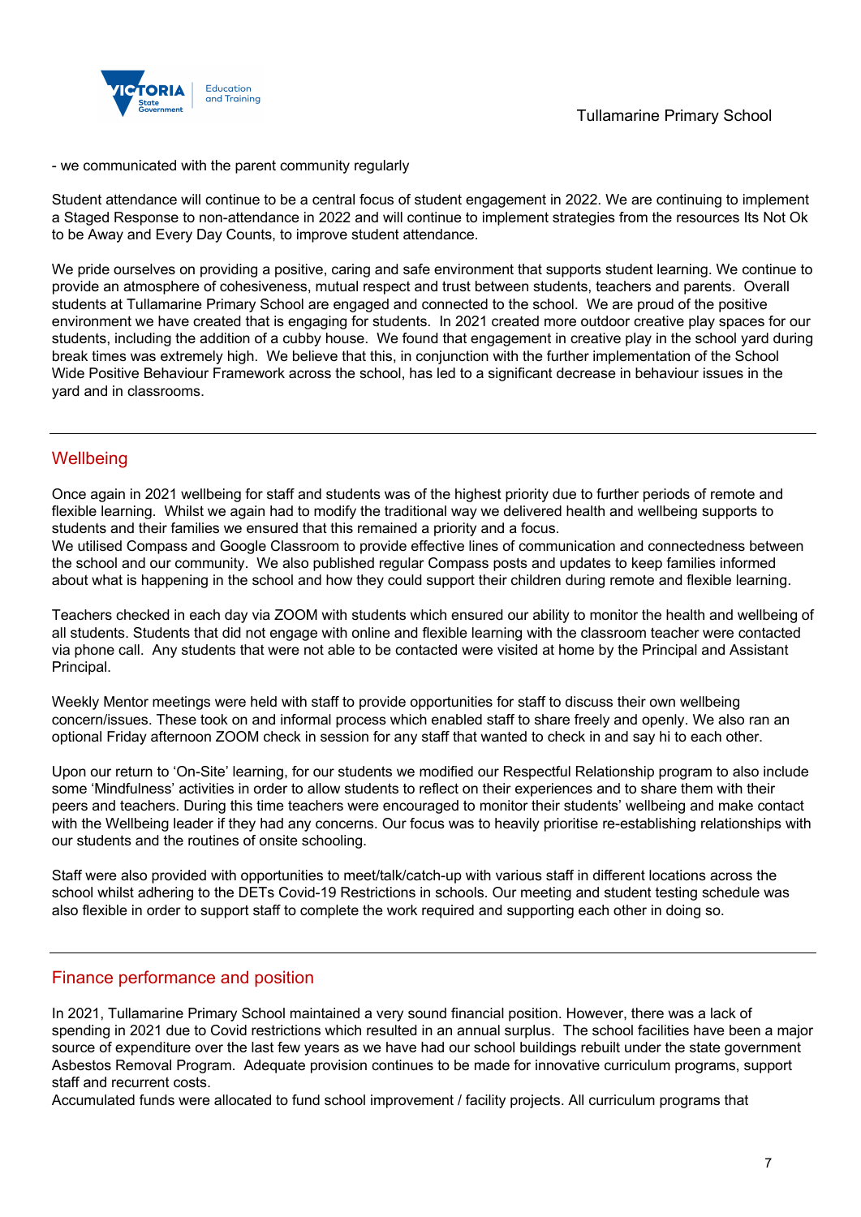- we communicated with the parent community regularly

Student attendance will continue to be a central focus of student engagement in 2022. We are continuing to implement a Staged Response to non-attendance in 2022 and will continue to implement strategies from the resources Its Not Ok to be Away and Every Day Counts, to improve student attendance.

We pride ourselves on providing a positive, caring and safe environment that supports student learning. We continue to provide an atmosphere of cohesiveness, mutual respect and trust between students, teachers and parents. Overall students at Tullamarine Primary School are engaged and connected to the school. We are proud of the positive environment we have created that is engaging for students. In 2021 created more outdoor creative play spaces for our students, including the addition of a cubby house. We found that engagement in creative play in the school yard during break times was extremely high. We believe that this, in conjunction with the further implementation of the School Wide Positive Behaviour Framework across the school, has led to a significant decrease in behaviour issues in the yard and in classrooms.

## Wellbeing

Once again in 2021 wellbeing for staff and students was of the highest priority due to further periods of remote and flexible learning. Whilst we again had to modify the traditional way we delivered health and wellbeing supports to students and their families we ensured that this remained a priority and a focus.
We utilised Compass and Google Classroom to provide effective lines of communication and connectedness between the school and our community. We also published regular Compass posts and updates to keep families informed about what is happening in the school and how they could support their children during remote and flexible learning.

Teachers checked in each day via ZOOM with students which ensured our ability to monitor the health and wellbeing of all students. Students that did not engage with online and flexible learning with the classroom teacher were contacted via phone call. Any students that were not able to be contacted were visited at home by the Principal and Assistant Principal.

Weekly Mentor meetings were held with staff to provide opportunities for staff to discuss their own wellbeing concern/issues. These took on and informal process which enabled staff to share freely and openly. We also ran an optional Friday afternoon ZOOM check in session for any staff that wanted to check in and say hi to each other.

Upon our return to 'On-Site' learning, for our students we modified our Respectful Relationship program to also include some 'Mindfulness' activities in order to allow students to reflect on their experiences and to share them with their peers and teachers. During this time teachers were encouraged to monitor their students' wellbeing and make contact with the Wellbeing leader if they had any concerns. Our focus was to heavily prioritise re-establishing relationships with our students and the routines of onsite schooling.

Staff were also provided with opportunities to meet/talk/catch-up with various staff in different locations across the school whilst adhering to the DETs Covid-19 Restrictions in schools. Our meeting and student testing schedule was also flexible in order to support staff to complete the work required and supporting each other in doing so.

## Finance performance and position

In 2021, Tullamarine Primary School maintained a very sound financial position. However, there was a lack of spending in 2021 due to Covid restrictions which resulted in an annual surplus. The school facilities have been a major source of expenditure over the last few years as we have had our school buildings rebuilt under the state government Asbestos Removal Program. Adequate provision continues to be made for innovative curriculum programs, support staff and recurrent costs.
Accumulated funds were allocated to fund school improvement / facility projects. All curriculum programs that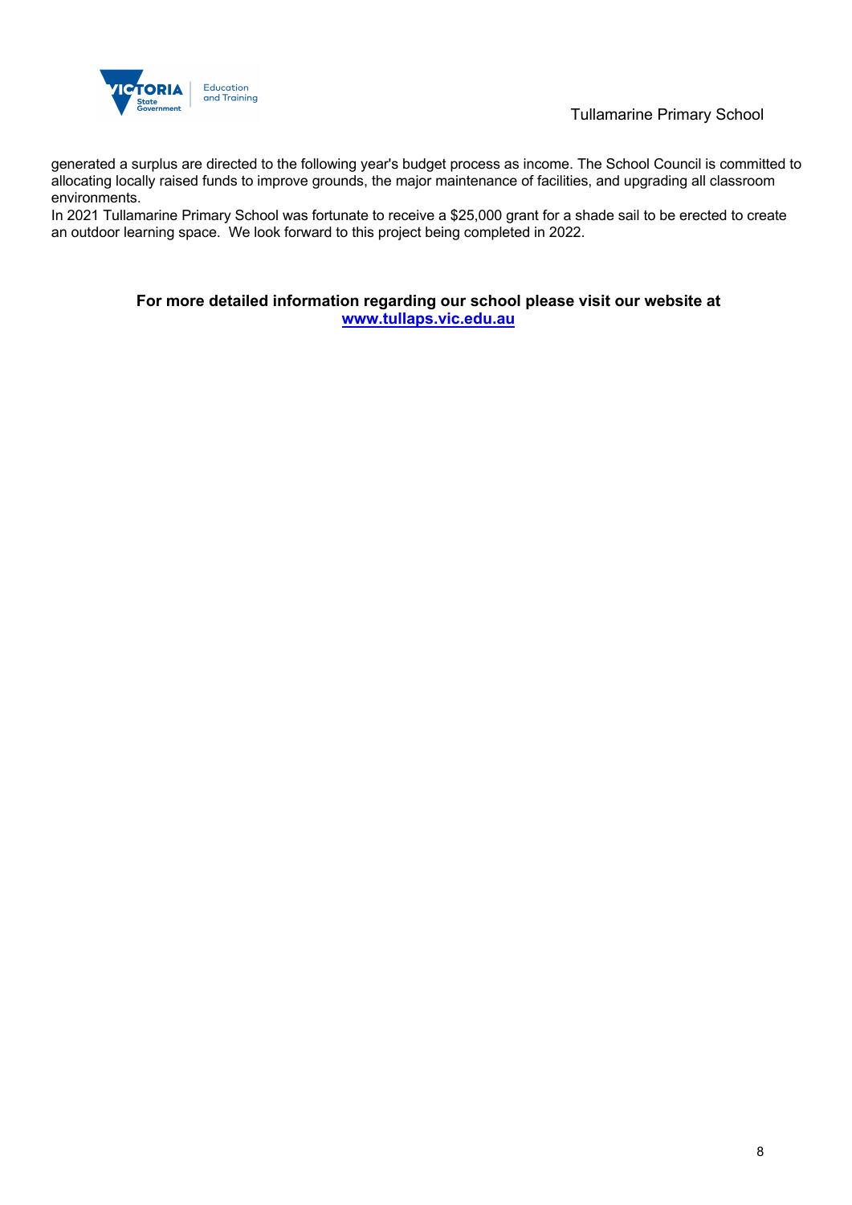generated a surplus are directed to the following year's budget process as income. The School Council is committed to allocating locally raised funds to improve grounds, the major maintenance of facilities, and upgrading all classroom environments.

In 2021 Tullamarine Primary School was fortunate to receive a $25,000 grant for a shade sail to be erected to create an outdoor learning space. We look forward to this project being completed in 2022.

**For more detailed information regarding our school please visit our website at [www.tullaps.vic.edu.au](http://www.tullaps.vic.edu.au)**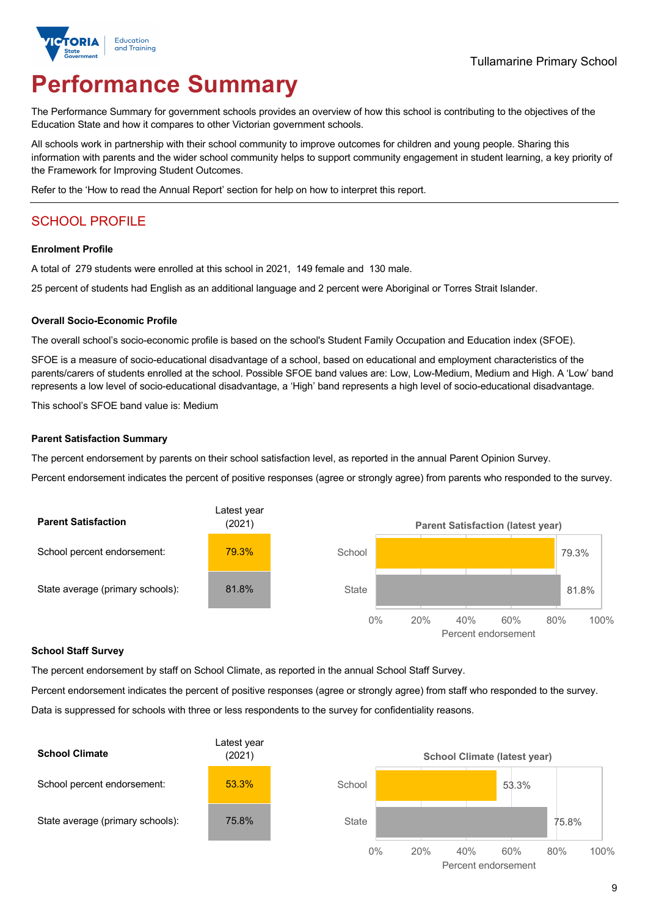# Performance Summary

The Performance Summary for government schools provides an overview of how this school is contributing to the objectives of the Education State and how it compares to other Victorian government schools.

All schools work in partnership with their school community to improve outcomes for children and young people. Sharing this information with parents and the wider school community helps to support community engagement in student learning, a key priority of the Framework for Improving Student Outcomes.

Refer to the 'How to read the Annual Report' section for help on how to interpret this report.

## SCHOOL PROFILE

### Enrolment Profile

A total of 279 students were enrolled at this school in 2021, 149 female and 130 male.

25 percent of students had English as an additional language and 2 percent were Aboriginal or Torres Strait Islander.

### Overall Socio-Economic Profile

The overall school's socio-economic profile is based on the school's Student Family Occupation and Education index (SFOE).

SFOE is a measure of socio-educational disadvantage of a school, based on educational and employment characteristics of the parents/carers of students enrolled at the school. Possible SFOE band values are: Low, Low-Medium, Medium and High. A 'Low' band represents a low level of socio-educational disadvantage, a 'High' band represents a high level of socio-educational disadvantage.

This school's SFOE band value is: Medium

### Parent Satisfaction Summary

The percent endorsement by parents on their school satisfaction level, as reported in the annual Parent Opinion Survey.

Percent endorsement indicates the percent of positive responses (agree or strongly agree) from parents who responded to the survey.

| Parent Satisfaction | Latest year (2021) |
|---|---|
| School percent endorsement: | 79.3% |
| State average (primary schools): | 81.8% |

### School Staff Survey

The percent endorsement by staff on School Climate, as reported in the annual School Staff Survey.

Percent endorsement indicates the percent of positive responses (agree or strongly agree) from staff who responded to the survey.

Data is suppressed for schools with three or less respondents to the survey for confidentiality reasons.

| School Climate | Latest year (2021) |
|---|---|
| School percent endorsement: | 53.3% |
| State average (primary schools): | 75.8% |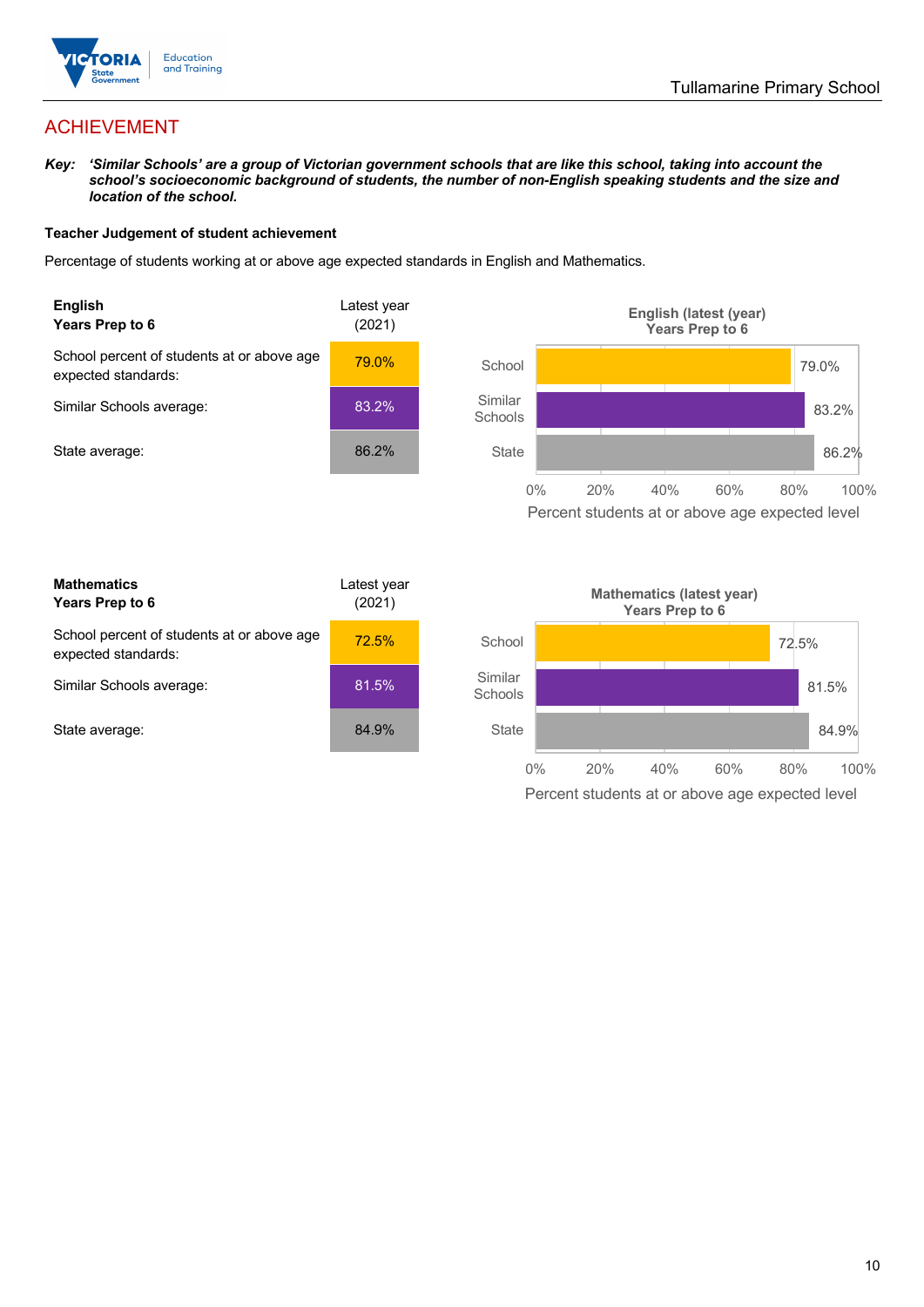# ACHIEVEMENT

***Key:*** ***'Similar Schools' are a group of Victorian government schools that are like this school, taking into account the school's socioeconomic background of students, the number of non-English speaking students and the size and location of the school.***

**Teacher Judgement of student achievement**

Percentage of students working at or above age expected standards in English and Mathematics.

| **English**<br>**Years Prep to 6** | Latest year (2021) |
|---|---|
| School percent of students at or above age expected standards: | 79.0% |
| Similar Schools average: | 83.2% |
| State average: | 86.2% |

**English (latest (year)**
**Years Prep to 6**

| | Percent students at or above age expected level |
|---|---|
| School | 79.0% |
| Similar Schools | 83.2% |
| State | 86.2% |

| **Mathematics**<br>**Years Prep to 6** | Latest year (2021) |
|---|---|
| School percent of students at or above age expected standards: | 72.5% |
| Similar Schools average: | 81.5% |
| State average: | 84.9% |

**Mathematics (latest year)**
**Years Prep to 6**

| | Percent students at or above age expected level |
|---|---|
| School | 72.5% |
| Similar Schools | 81.5% |
| State | 84.9% |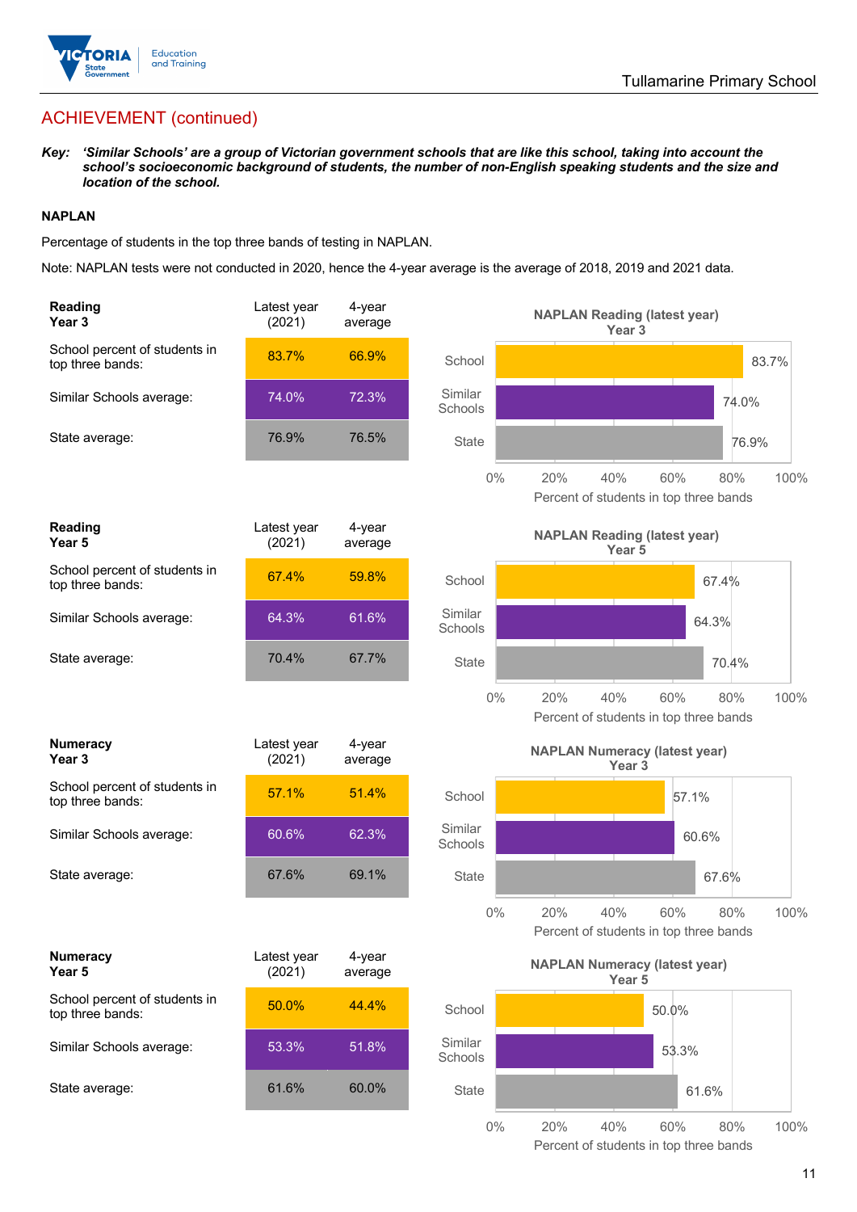## ACHIEVEMENT (continued)

***Key:** 'Similar Schools' are a group of Victorian government schools that are like this school, taking into account the school's socioeconomic background of students, the number of non-English speaking students and the size and location of the school.*

### NAPLAN

Percentage of students in the top three bands of testing in NAPLAN.

Note: NAPLAN tests were not conducted in 2020, hence the 4-year average is the average of 2018, 2019 and 2021 data.

| **Reading Year 3** | Latest year (2021) | 4-year average |
|---|---|---|
| School percent of students in top three bands: | 83.7% | 66.9% |
| Similar Schools average: | 74.0% | 72.3% |
| State average: | 76.9% | 76.5% |

**NAPLAN Reading (latest year) Year 3**

| | Percent of students in top three bands |
|---|---|
| School | 83.7% |
| Similar Schools | 74.0% |
| State | 76.9% |

| **Reading Year 5** | Latest year (2021) | 4-year average |
|---|---|---|
| School percent of students in top three bands: | 67.4% | 59.8% |
| Similar Schools average: | 64.3% | 61.6% |
| State average: | 70.4% | 67.7% |

**NAPLAN Reading (latest year) Year 5**

| | Percent of students in top three bands |
|---|---|
| School | 67.4% |
| Similar Schools | 64.3% |
| State | 70.4% |

| **Numeracy Year 3** | Latest year (2021) | 4-year average |
|---|---|---|
| School percent of students in top three bands: | 57.1% | 51.4% |
| Similar Schools average: | 60.6% | 62.3% |
| State average: | 67.6% | 69.1% |

**NAPLAN Numeracy (latest year) Year 3**

| | Percent of students in top three bands |
|---|---|
| School | 57.1% |
| Similar Schools | 60.6% |
| State | 67.6% |

| **Numeracy Year 5** | Latest year (2021) | 4-year average |
|---|---|---|
| School percent of students in top three bands: | 50.0% | 44.4% |
| Similar Schools average: | 53.3% | 51.8% |
| State average: | 61.6% | 60.0% |

**NAPLAN Numeracy (latest year) Year 5**

| | Percent of students in top three bands |
|---|---|
| School | 50.0% |
| Similar Schools | 53.3% |
| State | 61.6% |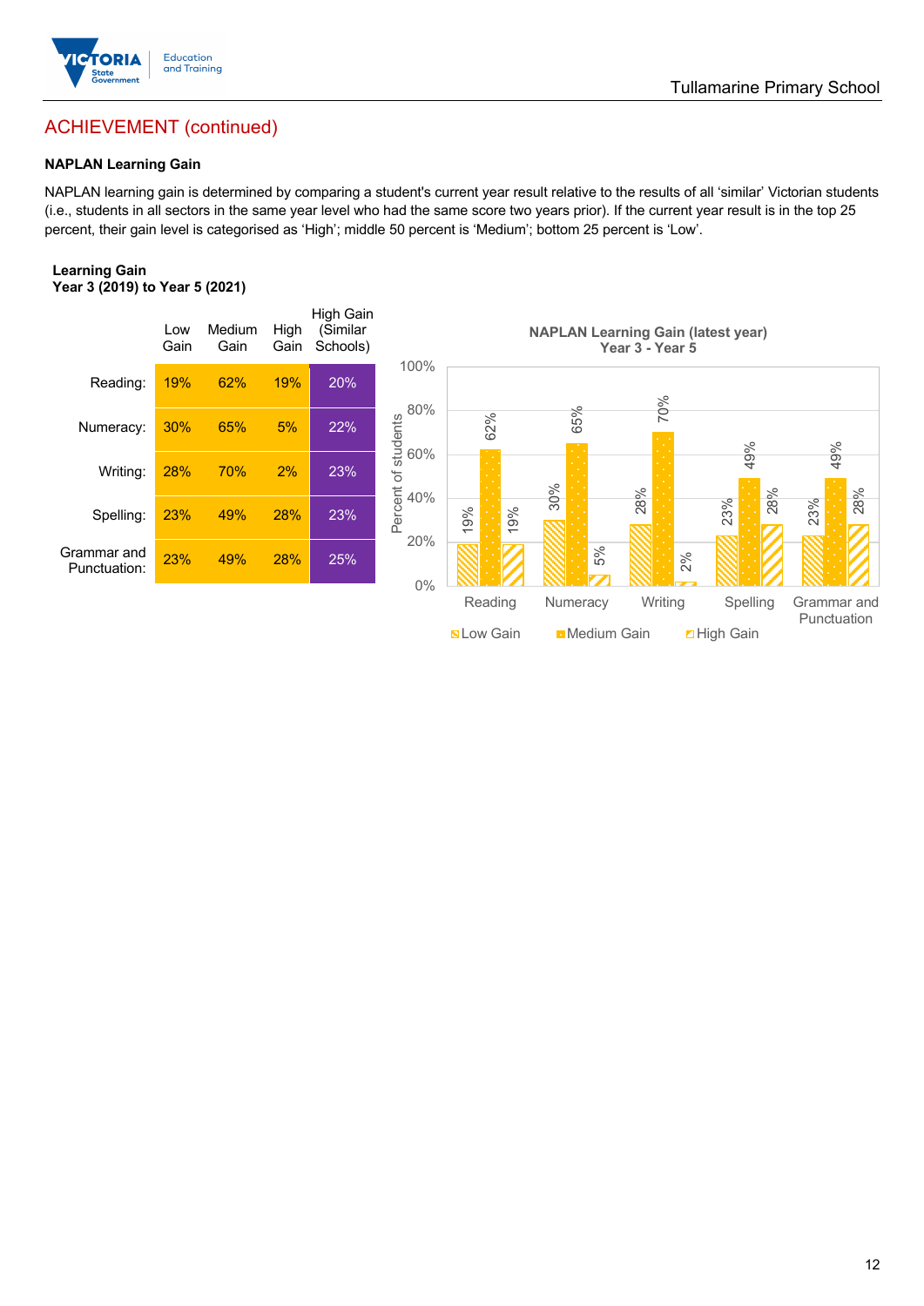## ACHIEVEMENT (continued)

**NAPLAN Learning Gain**

NAPLAN learning gain is determined by comparing a student's current year result relative to the results of all 'similar' Victorian students (i.e., students in all sectors in the same year level who had the same score two years prior). If the current year result is in the top 25 percent, their gain level is categorised as 'High'; middle 50 percent is 'Medium'; bottom 25 percent is 'Low'.

**Learning Gain**
**Year 3 (2019) to Year 5 (2021)**

| | Low Gain | Medium Gain | High Gain | High Gain (Similar Schools) |
|---|---|---|---|---|
| Reading: | 19% | 62% | 19% | 20% |
| Numeracy: | 30% | 65% | 5% | 22% |
| Writing: | 28% | 70% | 2% | 23% |
| Spelling: | 23% | 49% | 28% | 23% |
| Grammar and Punctuation: | 23% | 49% | 28% | 25% |

**NAPLAN Learning Gain (latest year)**
**Year 3 - Year 5**

| Percent of students | Low Gain | Medium Gain | High Gain |
|---|---|---|---|
| Reading | 19% | 62% | 19% |
| Numeracy | 30% | 65% | 5% |
| Writing | 28% | 70% | 2% |
| Spelling | 23% | 49% | 28% |
| Grammar and Punctuation | 23% | 49% | 28% |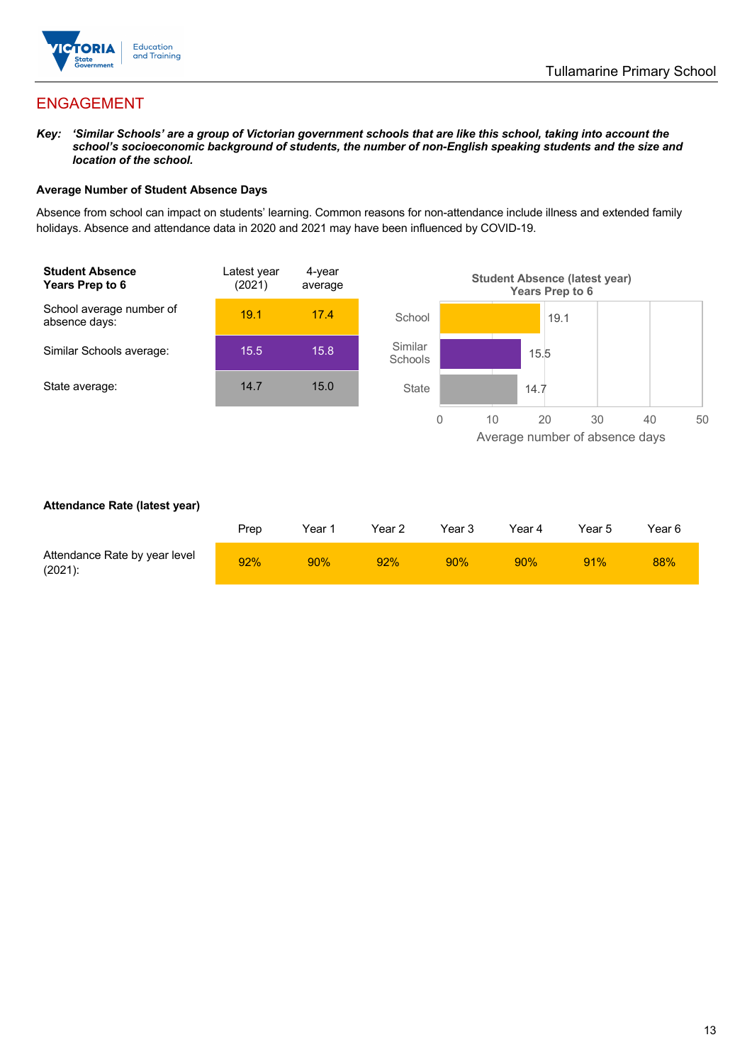## ENGAGEMENT

***Key:*** ***'Similar Schools' are a group of Victorian government schools that are like this school, taking into account the school's socioeconomic background of students, the number of non-English speaking students and the size and location of the school.***

**Average Number of Student Absence Days**

Absence from school can impact on students' learning. Common reasons for non-attendance include illness and extended family holidays. Absence and attendance data in 2020 and 2021 may have been influenced by COVID-19.

| **Student Absence Years Prep to 6** | Latest year (2021) | 4-year average |
|---|---|---|
| School average number of absence days: | 19.1 | 17.4 |
| Similar Schools average: | 15.5 | 15.8 |
| State average: | 14.7 | 15.0 |

**Student Absence (latest year) Years Prep to 6**

| | Average number of absence days |
|---|---|
| School | 19.1 |
| Similar Schools | 15.5 |
| State | 14.7 |

**Attendance Rate (latest year)**

| | Prep | Year 1 | Year 2 | Year 3 | Year 4 | Year 5 | Year 6 |
|---|---|---|---|---|---|---|---|
| Attendance Rate by year level (2021): | 92% | 90% | 92% | 90% | 90% | 91% | 88% |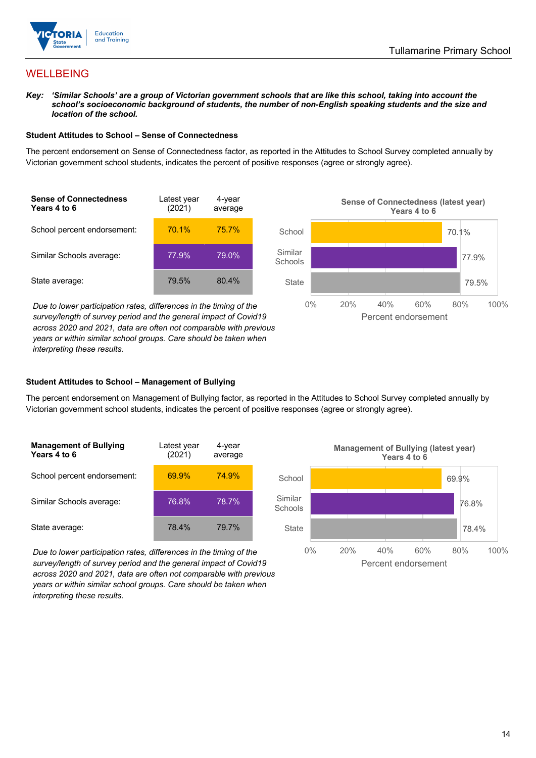## WELLBEING

***Key:** 'Similar Schools' are a group of Victorian government schools that are like this school, taking into account the school's socioeconomic background of students, the number of non-English speaking students and the size and location of the school.*

### Student Attitudes to School – Sense of Connectedness

The percent endorsement on Sense of Connectedness factor, as reported in the Attitudes to School Survey completed annually by Victorian government school students, indicates the percent of positive responses (agree or strongly agree).

| Sense of Connectedness Years 4 to 6 | Latest year (2021) | 4-year average |
|---|---|---|
| School percent endorsement: | 70.1% | 75.7% |
| Similar Schools average: | 77.9% | 79.0% |
| State average: | 79.5% | 80.4% |

*Due to lower participation rates, differences in the timing of the survey/length of survey period and the general impact of Covid19 across 2020 and 2021, data are often not comparable with previous years or within similar school groups. Care should be taken when interpreting these results.*

**Sense of Connectedness (latest year) Years 4 to 6**

| | Percent endorsement |
|---|---|
| School | 70.1% |
| Similar Schools | 77.9% |
| State | 79.5% |

### Student Attitudes to School – Management of Bullying

The percent endorsement on Management of Bullying factor, as reported in the Attitudes to School Survey completed annually by Victorian government school students, indicates the percent of positive responses (agree or strongly agree).

| Management of Bullying Years 4 to 6 | Latest year (2021) | 4-year average |
|---|---|---|
| School percent endorsement: | 69.9% | 74.9% |
| Similar Schools average: | 76.8% | 78.7% |
| State average: | 78.4% | 79.7% |

*Due to lower participation rates, differences in the timing of the survey/length of survey period and the general impact of Covid19 across 2020 and 2021, data are often not comparable with previous years or within similar school groups. Care should be taken when interpreting these results.*

**Management of Bullying (latest year) Years 4 to 6**

| | Percent endorsement |
|---|---|
| School | 69.9% |
| Similar Schools | 76.8% |
| State | 78.4% |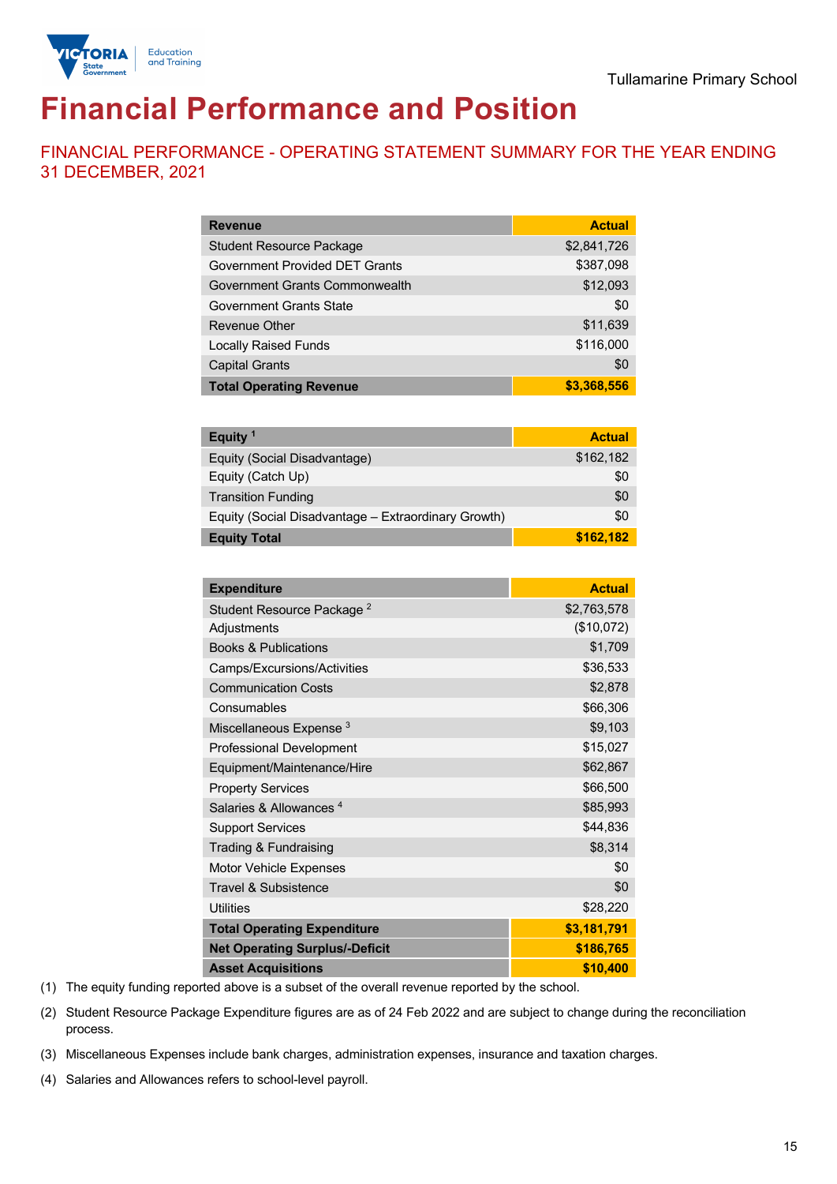Tullamarine Primary School

# Financial Performance and Position

## FINANCIAL PERFORMANCE - OPERATING STATEMENT SUMMARY FOR THE YEAR ENDING 31 DECEMBER, 2021

| Revenue | Actual |
|---|---|
| Student Resource Package | $2,841,726 |
| Government Provided DET Grants | $387,098 |
| Government Grants Commonwealth | $12,093 |
| Government Grants State | $0 |
| Revenue Other | $11,639 |
| Locally Raised Funds | $116,000 |
| Capital Grants | $0 |
| **Total Operating Revenue** | **$3,368,556** |

| Equity [1] | Actual |
|---|---|
| Equity (Social Disadvantage) | $162,182 |
| Equity (Catch Up) | $0 |
| Transition Funding | $0 |
| Equity (Social Disadvantage – Extraordinary Growth) | $0 |
| **Equity Total** | **$162,182** |

| Expenditure | Actual |
|---|---|
| Student Resource Package [2] | $2,763,578 |
| Adjustments | ($10,072) |
| Books & Publications | $1,709 |
| Camps/Excursions/Activities | $36,533 |
| Communication Costs | $2,878 |
| Consumables | $66,306 |
| Miscellaneous Expense [3] | $9,103 |
| Professional Development | $15,027 |
| Equipment/Maintenance/Hire | $62,867 |
| Property Services | $66,500 |
| Salaries & Allowances [4] | $85,993 |
| Support Services | $44,836 |
| Trading & Fundraising | $8,314 |
| Motor Vehicle Expenses | $0 |
| Travel & Subsistence | $0 |
| Utilities | $28,220 |
| **Total Operating Expenditure** | **$3,181,791** |
| **Net Operating Surplus/-Deficit** | **$186,765** |
| **Asset Acquisitions** | **$10,400** |

(1) The equity funding reported above is a subset of the overall revenue reported by the school.

(2) Student Resource Package Expenditure figures are as of 24 Feb 2022 and are subject to change during the reconciliation process.

(3) Miscellaneous Expenses include bank charges, administration expenses, insurance and taxation charges.

(4) Salaries and Allowances refers to school-level payroll.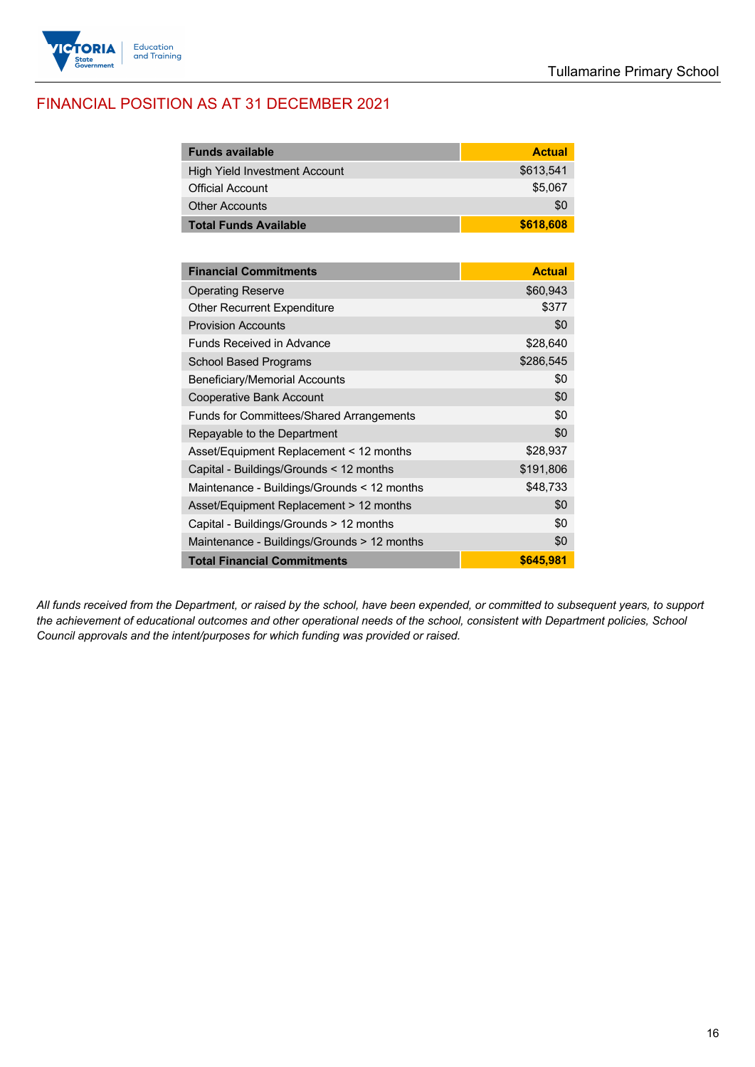## FINANCIAL POSITION AS AT 31 DECEMBER 2021

| Funds available | Actual |
| --- | --- |
| High Yield Investment Account | $613,541 |
| Official Account | $5,067 |
| Other Accounts | $0 |
| **Total Funds Available** | **$618,608** |

| Financial Commitments | Actual |
| --- | --- |
| Operating Reserve | $60,943 |
| Other Recurrent Expenditure | $377 |
| Provision Accounts | $0 |
| Funds Received in Advance | $28,640 |
| School Based Programs | $286,545 |
| Beneficiary/Memorial Accounts | $0 |
| Cooperative Bank Account | $0 |
| Funds for Committees/Shared Arrangements | $0 |
| Repayable to the Department | $0 |
| Asset/Equipment Replacement < 12 months | $28,937 |
| Capital - Buildings/Grounds < 12 months | $191,806 |
| Maintenance - Buildings/Grounds < 12 months | $48,733 |
| Asset/Equipment Replacement > 12 months | $0 |
| Capital - Buildings/Grounds > 12 months | $0 |
| Maintenance - Buildings/Grounds > 12 months | $0 |
| **Total Financial Commitments** | **$645,981** |

*All funds received from the Department, or raised by the school, have been expended, or committed to subsequent years, to support the achievement of educational outcomes and other operational needs of the school, consistent with Department policies, School Council approvals and the intent/purposes for which funding was provided or raised.*